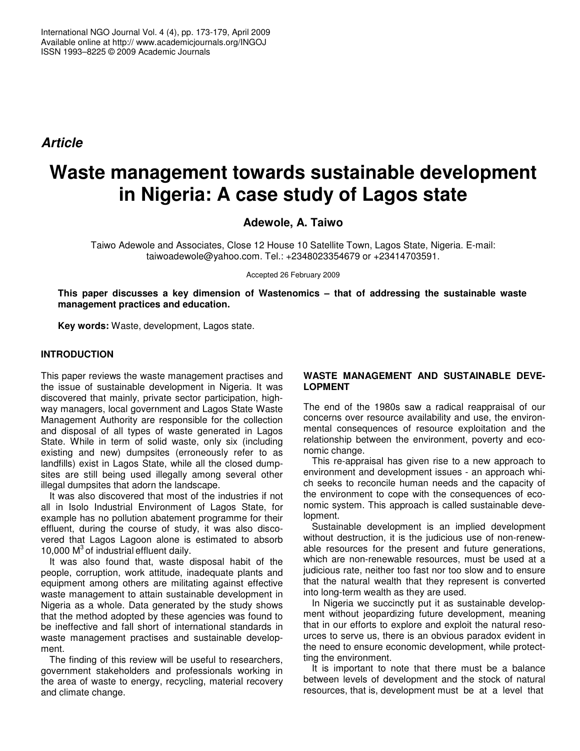*Article*

# Waste management towards sustainable development in Nigeria: A case study of Lagos state

**Adewole, A. Taiwo**

Taiwo Adewole and Associates, Close 12 House 10 Satellite Town, Lagos State, Nigeria. E-mail: taiwoadewole@yahoo.com. Tel.: +2348023354679 or +23414703591.

Accepted 26 February 2009

**This paper discusses a key dimension of Wastenomics – that of addressing the sustainable waste management practices and education.**

**Key words:** Waste, development, Lagos state.

## INTRODUCTION

This paper reviews the waste management practises and the issue of sustainable development in Nigeria. It was discovered that mainly, private sector participation, highway managers, local government and Lagos State Waste Management Authority are responsible for the collection and disposal of all types of waste generated in Lagos State. While in term of solid waste, only six (including existing and new) dumpsites (erroneously refer to as landfills) exist in Lagos State, while all the closed dumpsites are still being used illegally among several other illegal dumpsites that adorn the landscape.

It was also discovered that most of the industries if not all in Isolo Industrial Environment of Lagos State, for example has no pollution abatement programme for their effluent, during the course of study, it was also discovered that Lagos Lagoon alone is estimated to absorb 10,000 $M^3$ of industrial effluent daily.

It was also found that, waste disposal habit of the people, corruption, work attitude, inadequate plants and equipment among others are militating against effective waste management to attain sustainable development in Nigeria as a whole. Data generated by the study shows that the method adopted by these agencies was found to be ineffective and fall short of international standards in waste management practises and sustainable development.

The finding of this review will be useful to researchers, government stakeholders and professionals working in the area of waste to energy, recycling, material recovery and climate change.

## WASTE MANAGEMENT AND SUSTAINABLE DEVELOPMENT

The end of the 1980s saw a radical reappraisal of our concerns over resource availability and use, the environmental consequences of resource exploitation and the relationship between the environment, poverty and economic change.

This re-appraisal has given rise to a new approach to environment and development issues - an approach which seeks to reconcile human needs and the capacity of the environment to cope with the consequences of economic system. This approach is called sustainable development.

Sustainable development is an implied development without destruction, it is the judicious use of non-renewable resources for the present and future generations, which are non-renewable resources, must be used at a judicious rate, neither too fast nor too slow and to ensure that the natural wealth that they represent is converted into long-term wealth as they are used.

In Nigeria we succinctly put it as sustainable development without jeopardizing future development, meaning that in our efforts to explore and exploit the natural resources to serve us, there is an obvious paradox evident in the need to ensure economic development, while protectting the environment.

It is important to note that there must be a balance between levels of development and the stock of natural resources, that is, development must be at a level that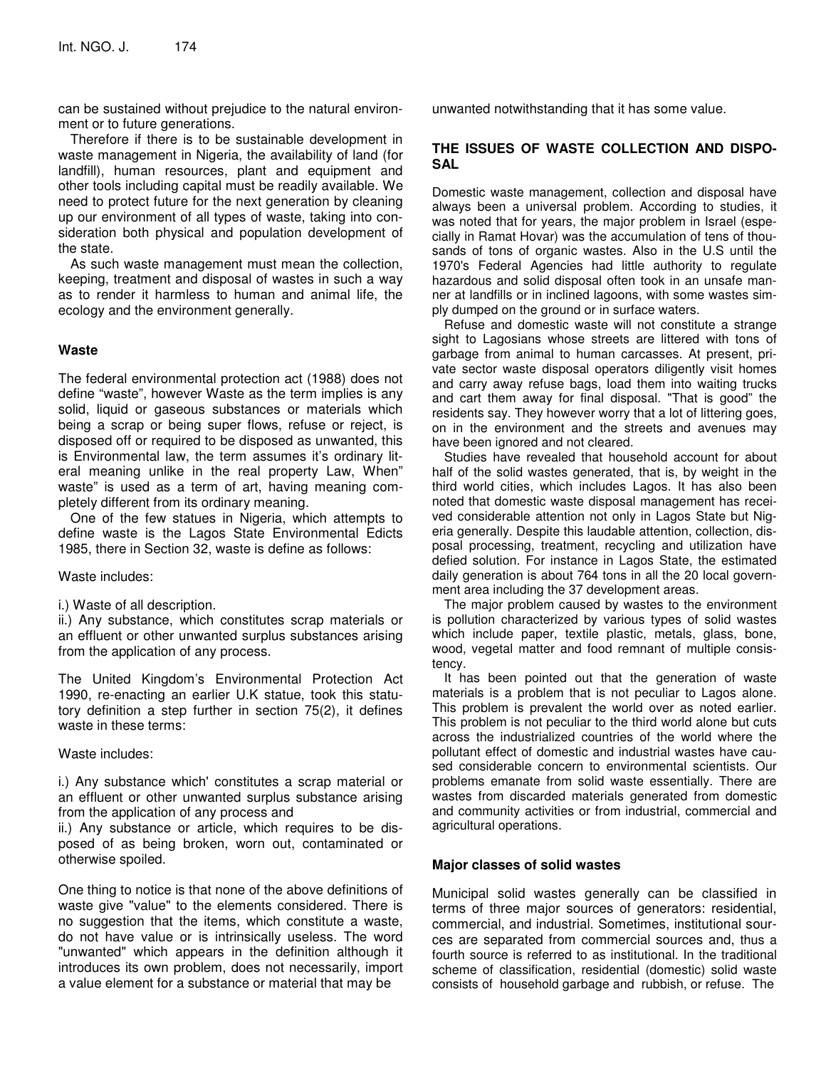can be sustained without prejudice to the natural environment or to future generations.

Therefore if there is to be sustainable development in waste management in Nigeria, the availability of land (for landfill), human resources, plant and equipment and other tools including capital must be readily available. We need to protect future for the next generation by cleaning up our environment of all types of waste, taking into consideration both physical and population development of the state.

As such waste management must mean the collection, keeping, treatment and disposal of wastes in such a way as to render it harmless to human and animal life, the ecology and the environment generally.

### Waste

The federal environmental protection act (1988) does not define "waste", however Waste as the term implies is any solid, liquid or gaseous substances or materials which being a scrap or being super flows, refuse or reject, is disposed off or required to be disposed as unwanted, this is Environmental law, the term assumes it's ordinary literal meaning unlike in the real property Law, When" waste" is used as a term of art, having meaning completely different from its ordinary meaning.

One of the few statues in Nigeria, which attempts to define waste is the Lagos State Environmental Edicts 1985, there in Section 32, waste is define as follows:

Waste includes:

i.) Waste of all description.
ii.) Any substance, which constitutes scrap materials or an effluent or other unwanted surplus substances arising from the application of any process.

The United Kingdom's Environmental Protection Act 1990, re-enacting an earlier U.K statue, took this statutory definition a step further in section 75(2), it defines waste in these terms:

Waste includes:

i.) Any substance which' constitutes a scrap material or an effluent or other unwanted surplus substance arising from the application of any process and
ii.) Any substance or article, which requires to be disposed of as being broken, worn out, contaminated or otherwise spoiled.

One thing to notice is that none of the above definitions of waste give "value" to the elements considered. There is no suggestion that the items, which constitute a waste, do not have value or is intrinsically useless. The word "unwanted" which appears in the definition although it introduces its own problem, does not necessarily, import a value element for a substance or material that may be unwanted notwithstanding that it has some value.

## THE ISSUES OF WASTE COLLECTION AND DISPOSAL

Domestic waste management, collection and disposal have always been a universal problem. According to studies, it was noted that for years, the major problem in Israel (especially in Ramat Hovar) was the accumulation of tens of thousands of tons of organic wastes. Also in the U.S until the 1970's Federal Agencies had little authority to regulate hazardous and solid disposal often took in an unsafe manner at landfills or in inclined lagoons, with some wastes simply dumped on the ground or in surface waters.

Refuse and domestic waste will not constitute a strange sight to Lagosians whose streets are littered with tons of garbage from animal to human carcasses. At present, private sector waste disposal operators diligently visit homes and carry away refuse bags, load them into waiting trucks and cart them away for final disposal. "That is good" the residents say. They however worry that a lot of littering goes, on in the environment and the streets and avenues may have been ignored and not cleared.

Studies have revealed that household account for about half of the solid wastes generated, that is, by weight in the third world cities, which includes Lagos. It has also been noted that domestic waste disposal management has received considerable attention not only in Lagos State but Nigeria generally. Despite this laudable attention, collection, disposal processing, treatment, recycling and utilization have defied solution. For instance in Lagos State, the estimated daily generation is about 764 tons in all the 20 local government area including the 37 development areas.

The major problem caused by wastes to the environment is pollution characterized by various types of solid wastes which include paper, textile plastic, metals, glass, bone, wood, vegetal matter and food remnant of multiple consistency.

It has been pointed out that the generation of waste materials is a problem that is not peculiar to Lagos alone. This problem is prevalent the world over as noted earlier. This problem is not peculiar to the third world alone but cuts across the industrialized countries of the world where the pollutant effect of domestic and industrial wastes have caused considerable concern to environmental scientists. Our problems emanate from solid waste essentially. There are wastes from discarded materials generated from domestic and community activities or from industrial, commercial and agricultural operations.

### Major classes of solid wastes

Municipal solid wastes generally can be classified in terms of three major sources of generators: residential, commercial, and industrial. Sometimes, institutional sources are separated from commercial sources and, thus a fourth source is referred to as institutional. In the traditional scheme of classification, residential (domestic) solid waste consists of household garbage and rubbish, or refuse. The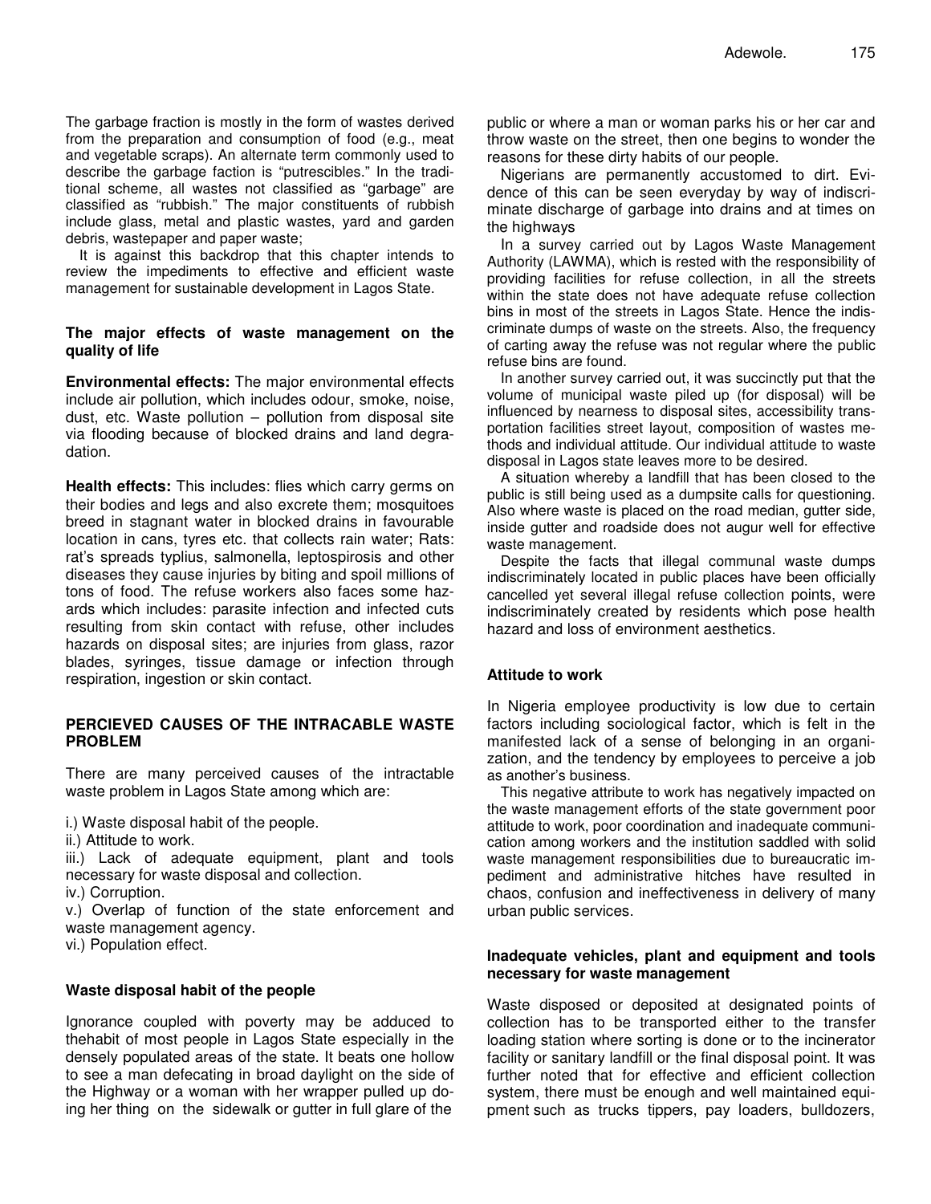The garbage fraction is mostly in the form of wastes derived from the preparation and consumption of food (e.g., meat and vegetable scraps). An alternate term commonly used to describe the garbage faction is "putrescibles." In the traditional scheme, all wastes not classified as "garbage" are classified as "rubbish." The major constituents of rubbish include glass, metal and plastic wastes, yard and garden debris, wastepaper and paper waste;

It is against this backdrop that this chapter intends to review the impediments to effective and efficient waste management for sustainable development in Lagos State.

### The major effects of waste management on the quality of life

**Environmental effects:** The major environmental effects include air pollution, which includes odour, smoke, noise, dust, etc. Waste pollution – pollution from disposal site via flooding because of blocked drains and land degradation.

**Health effects:** This includes: flies which carry germs on their bodies and legs and also excrete them; mosquitoes breed in stagnant water in blocked drains in favourable location in cans, tyres etc. that collects rain water; Rats: rat's spreads typlius, salmonella, leptospirosis and other diseases they cause injuries by biting and spoil millions of tons of food. The refuse workers also faces some hazards which includes: parasite infection and infected cuts resulting from skin contact with refuse, other includes hazards on disposal sites; are injuries from glass, razor blades, syringes, tissue damage or infection through respiration, ingestion or skin contact.

## PERCIEVED CAUSES OF THE INTRACABLE WASTE PROBLEM

There are many perceived causes of the intractable waste problem in Lagos State among which are:

i.) Waste disposal habit of the people.
ii.) Attitude to work.
iii.) Lack of adequate equipment, plant and tools necessary for waste disposal and collection.
iv.) Corruption.
v.) Overlap of function of the state enforcement and waste management agency.
vi.) Population effect.

### Waste disposal habit of the people

Ignorance coupled with poverty may be adduced to thehabit of most people in Lagos State especially in the densely populated areas of the state. It beats one hollow to see a man defecating in broad daylight on the side of the Highway or a woman with her wrapper pulled up doing her thing on the sidewalk or gutter in full glare of the public or where a man or woman parks his or her car and throw waste on the street, then one begins to wonder the reasons for these dirty habits of our people.

Nigerians are permanently accustomed to dirt. Evidence of this can be seen everyday by way of indiscriminate discharge of garbage into drains and at times on the highways

In a survey carried out by Lagos Waste Management Authority (LAWMA), which is rested with the responsibility of providing facilities for refuse collection, in all the streets within the state does not have adequate refuse collection bins in most of the streets in Lagos State. Hence the indiscriminate dumps of waste on the streets. Also, the frequency of carting away the refuse was not regular where the public refuse bins are found.

In another survey carried out, it was succinctly put that the volume of municipal waste piled up (for disposal) will be influenced by nearness to disposal sites, accessibility transportation facilities street layout, composition of wastes methods and individual attitude. Our individual attitude to waste disposal in Lagos state leaves more to be desired.

A situation whereby a landfill that has been closed to the public is still being used as a dumpsite calls for questioning. Also where waste is placed on the road median, gutter side, inside gutter and roadside does not augur well for effective waste management.

Despite the facts that illegal communal waste dumps indiscriminately located in public places have been officially cancelled yet several illegal refuse collection points, were indiscriminately created by residents which pose health hazard and loss of environment aesthetics.

### Attitude to work

In Nigeria employee productivity is low due to certain factors including sociological factor, which is felt in the manifested lack of a sense of belonging in an organization, and the tendency by employees to perceive a job as another's business.

This negative attribute to work has negatively impacted on the waste management efforts of the state government poor attitude to work, poor coordination and inadequate communication among workers and the institution saddled with solid waste management responsibilities due to bureaucratic impediment and administrative hitches have resulted in chaos, confusion and ineffectiveness in delivery of many urban public services.

### Inadequate vehicles, plant and equipment and tools necessary for waste management

Waste disposed or deposited at designated points of collection has to be transported either to the transfer loading station where sorting is done or to the incinerator facility or sanitary landfill or the final disposal point. It was further noted that for effective and efficient collection system, there must be enough and well maintained equipment such as trucks tippers, pay loaders, bulldozers,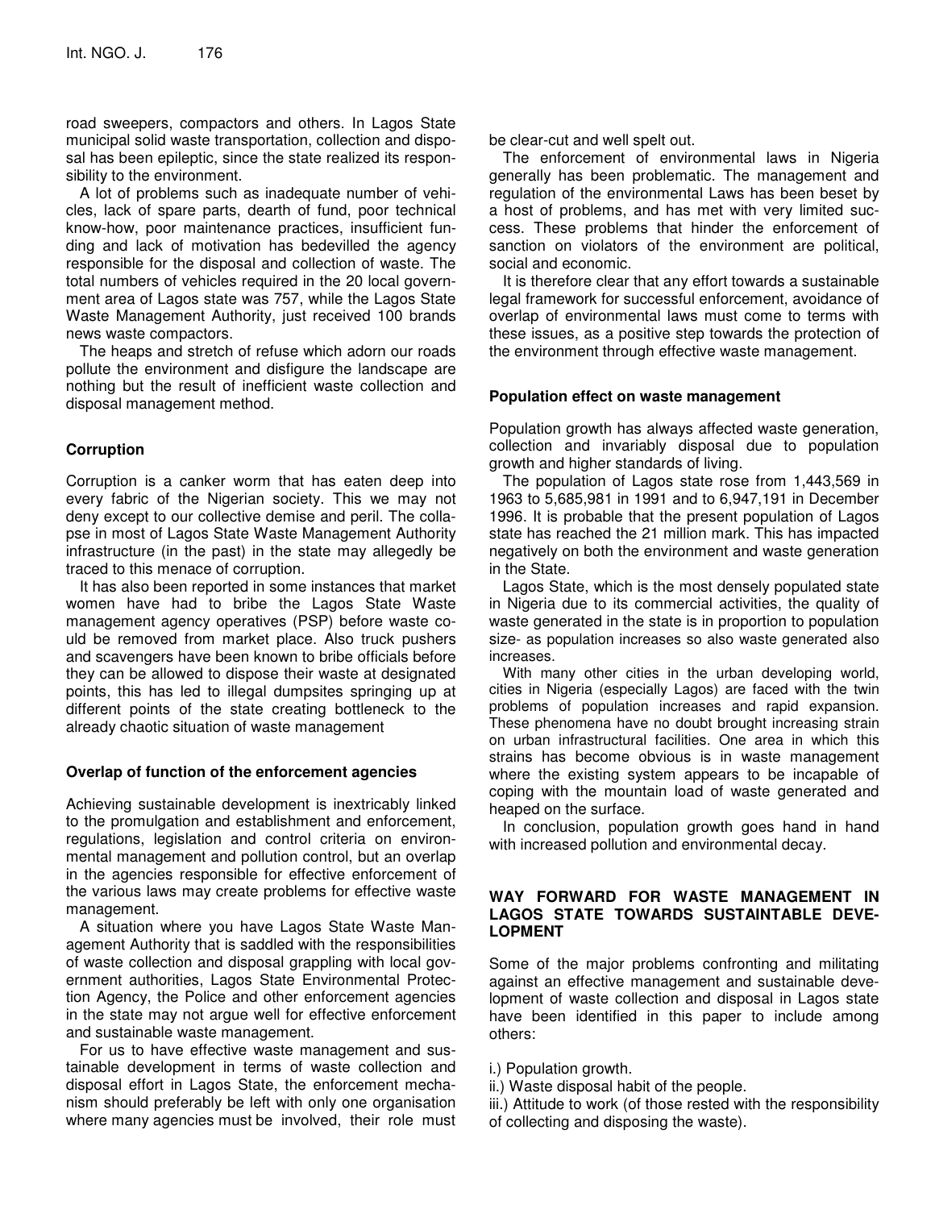road sweepers, compactors and others. In Lagos State municipal solid waste transportation, collection and disposal has been epileptic, since the state realized its responsibility to the environment.

A lot of problems such as inadequate number of vehicles, lack of spare parts, dearth of fund, poor technical know-how, poor maintenance practices, insufficient funding and lack of motivation has bedevilled the agency responsible for the disposal and collection of waste. The total numbers of vehicles required in the 20 local government area of Lagos state was 757, while the Lagos State Waste Management Authority, just received 100 brands news waste compactors.

The heaps and stretch of refuse which adorn our roads pollute the environment and disfigure the landscape are nothing but the result of inefficient waste collection and disposal management method.

### Corruption

Corruption is a canker worm that has eaten deep into every fabric of the Nigerian society. This we may not deny except to our collective demise and peril. The collapse in most of Lagos State Waste Management Authority infrastructure (in the past) in the state may allegedly be traced to this menace of corruption.

It has also been reported in some instances that market women have had to bribe the Lagos State Waste management agency operatives (PSP) before waste could be removed from market place. Also truck pushers and scavengers have been known to bribe officials before they can be allowed to dispose their waste at designated points, this has led to illegal dumpsites springing up at different points of the state creating bottleneck to the already chaotic situation of waste management

### Overlap of function of the enforcement agencies

Achieving sustainable development is inextricably linked to the promulgation and establishment and enforcement, regulations, legislation and control criteria on environmental management and pollution control, but an overlap in the agencies responsible for effective enforcement of the various laws may create problems for effective waste management.

A situation where you have Lagos State Waste Management Authority that is saddled with the responsibilities of waste collection and disposal grappling with local government authorities, Lagos State Environmental Protection Agency, the Police and other enforcement agencies in the state may not argue well for effective enforcement and sustainable waste management.

For us to have effective waste management and sustainable development in terms of waste collection and disposal effort in Lagos State, the enforcement mechanism should preferably be left with only one organisation where many agencies must be involved, their role must be clear-cut and well spelt out.

The enforcement of environmental laws in Nigeria generally has been problematic. The management and regulation of the environmental Laws has been beset by a host of problems, and has met with very limited success. These problems that hinder the enforcement of sanction on violators of the environment are political, social and economic.

It is therefore clear that any effort towards a sustainable legal framework for successful enforcement, avoidance of overlap of environmental laws must come to terms with these issues, as a positive step towards the protection of the environment through effective waste management.

### Population effect on waste management

Population growth has always affected waste generation, collection and invariably disposal due to population growth and higher standards of living.

The population of Lagos state rose from 1,443,569 in 1963 to 5,685,981 in 1991 and to 6,947,191 in December 1996. It is probable that the present population of Lagos state has reached the 21 million mark. This has impacted negatively on both the environment and waste generation in the State.

Lagos State, which is the most densely populated state in Nigeria due to its commercial activities, the quality of waste generated in the state is in proportion to population size- as population increases so also waste generated also increases.

With many other cities in the urban developing world, cities in Nigeria (especially Lagos) are faced with the twin problems of population increases and rapid expansion. These phenomena have no doubt brought increasing strain on urban infrastructural facilities. One area in which this strains has become obvious is in waste management where the existing system appears to be incapable of coping with the mountain load of waste generated and heaped on the surface.

In conclusion, population growth goes hand in hand with increased pollution and environmental decay.

## WAY FORWARD FOR WASTE MANAGEMENT IN LAGOS STATE TOWARDS SUSTAINTABLE DEVELOPMENT

Some of the major problems confronting and militating against an effective management and sustainable development of waste collection and disposal in Lagos state have been identified in this paper to include among others:

i.) Population growth.
ii.) Waste disposal habit of the people.
iii.) Attitude to work (of those rested with the responsibility of collecting and disposing the waste).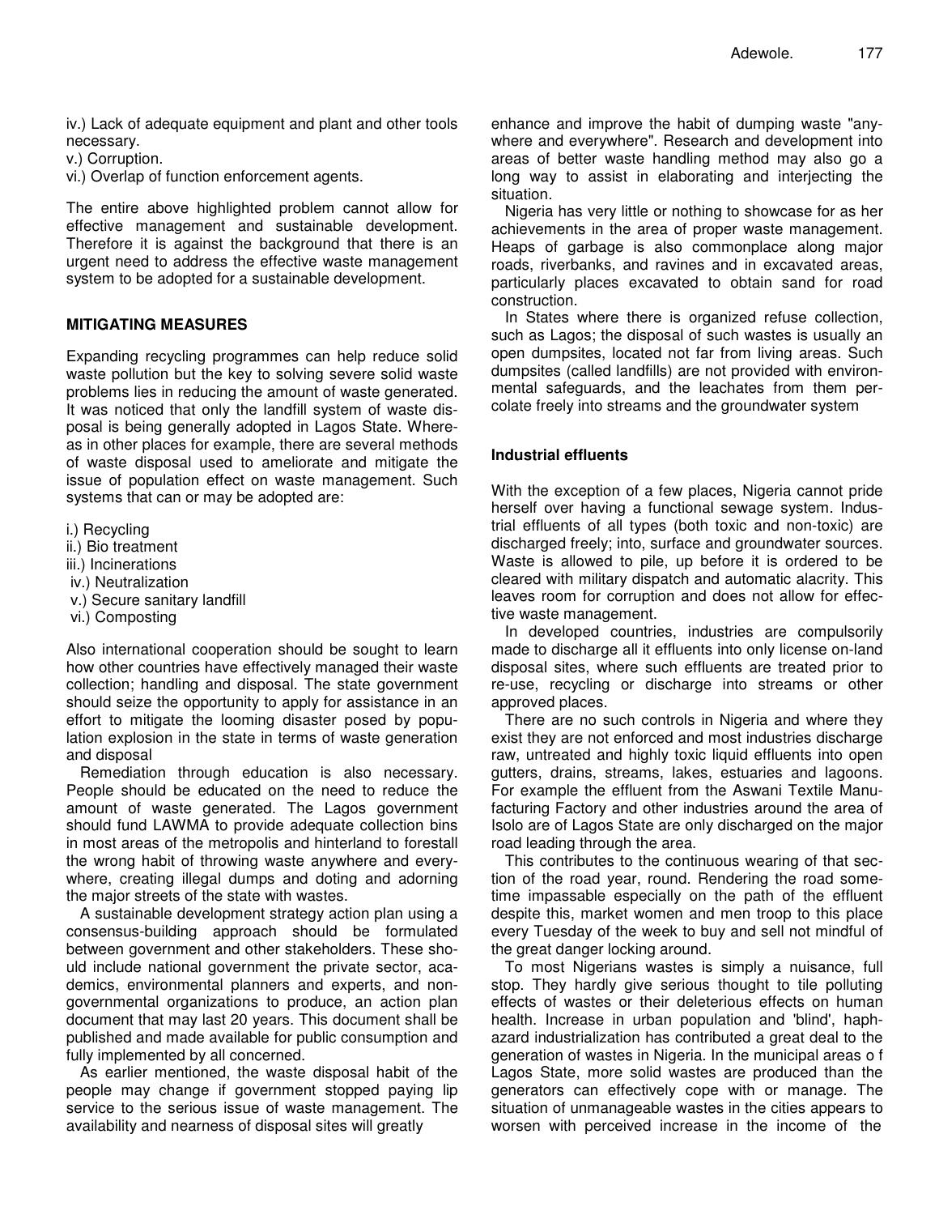iv.) Lack of adequate equipment and plant and other tools necessary.
v.) Corruption.
vi.) Overlap of function enforcement agents.

The entire above highlighted problem cannot allow for effective management and sustainable development. Therefore it is against the background that there is an urgent need to address the effective waste management system to be adopted for a sustainable development.

## MITIGATING MEASURES

Expanding recycling programmes can help reduce solid waste pollution but the key to solving severe solid waste problems lies in reducing the amount of waste generated. It was noticed that only the landfill system of waste disposal is being generally adopted in Lagos State. Whereas in other places for example, there are several methods of waste disposal used to ameliorate and mitigate the issue of population effect on waste management. Such systems that can or may be adopted are:

i.) Recycling
ii.) Bio treatment
iii.) Incinerations
iv.) Neutralization
v.) Secure sanitary landfill
vi.) Composting

Also international cooperation should be sought to learn how other countries have effectively managed their waste collection; handling and disposal. The state government should seize the opportunity to apply for assistance in an effort to mitigate the looming disaster posed by population explosion in the state in terms of waste generation and disposal

Remediation through education is also necessary. People should be educated on the need to reduce the amount of waste generated. The Lagos government should fund LAWMA to provide adequate collection bins in most areas of the metropolis and hinterland to forestall the wrong habit of throwing waste anywhere and everywhere, creating illegal dumps and doting and adorning the major streets of the state with wastes.

A sustainable development strategy action plan using a consensus-building approach should be formulated between government and other stakeholders. These should include national government the private sector, academics, environmental planners and experts, and non-governmental organizations to produce, an action plan document that may last 20 years. This document shall be published and made available for public consumption and fully implemented by all concerned.

As earlier mentioned, the waste disposal habit of the people may change if government stopped paying lip service to the serious issue of waste management. The availability and nearness of disposal sites will greatly enhance and improve the habit of dumping waste "anywhere and everywhere". Research and development into areas of better waste handling method may also go a long way to assist in elaborating and interjecting the situation.

Nigeria has very little or nothing to showcase for as her achievements in the area of proper waste management. Heaps of garbage is also commonplace along major roads, riverbanks, and ravines and in excavated areas, particularly places excavated to obtain sand for road construction.

In States where there is organized refuse collection, such as Lagos; the disposal of such wastes is usually an open dumpsites, located not far from living areas. Such dumpsites (called landfills) are not provided with environmental safeguards, and the leachates from them percolate freely into streams and the groundwater system

### Industrial effluents

With the exception of a few places, Nigeria cannot pride herself over having a functional sewage system. Industrial effluents of all types (both toxic and non-toxic) are discharged freely; into, surface and groundwater sources. Waste is allowed to pile, up before it is ordered to be cleared with military dispatch and automatic alacrity. This leaves room for corruption and does not allow for effective waste management.

In developed countries, industries are compulsorily made to discharge all it effluents into only license on-land disposal sites, where such effluents are treated prior to re-use, recycling or discharge into streams or other approved places.

There are no such controls in Nigeria and where they exist they are not enforced and most industries discharge raw, untreated and highly toxic liquid effluents into open gutters, drains, streams, lakes, estuaries and lagoons. For example the effluent from the Aswani Textile Manufacturing Factory and other industries around the area of Isolo are of Lagos State are only discharged on the major road leading through the area.

This contributes to the continuous wearing of that section of the road year, round. Rendering the road sometime impassable especially on the path of the effluent despite this, market women and men troop to this place every Tuesday of the week to buy and sell not mindful of the great danger locking around.

To most Nigerians wastes is simply a nuisance, full stop. They hardly give serious thought to tile polluting effects of wastes or their deleterious effects on human health. Increase in urban population and 'blind', haphazard industrialization has contributed a great deal to the generation of wastes in Nigeria. In the municipal areas o f Lagos State, more solid wastes are produced than the generators can effectively cope with or manage. The situation of unmanageable wastes in the cities appears to worsen with perceived increase in the income of the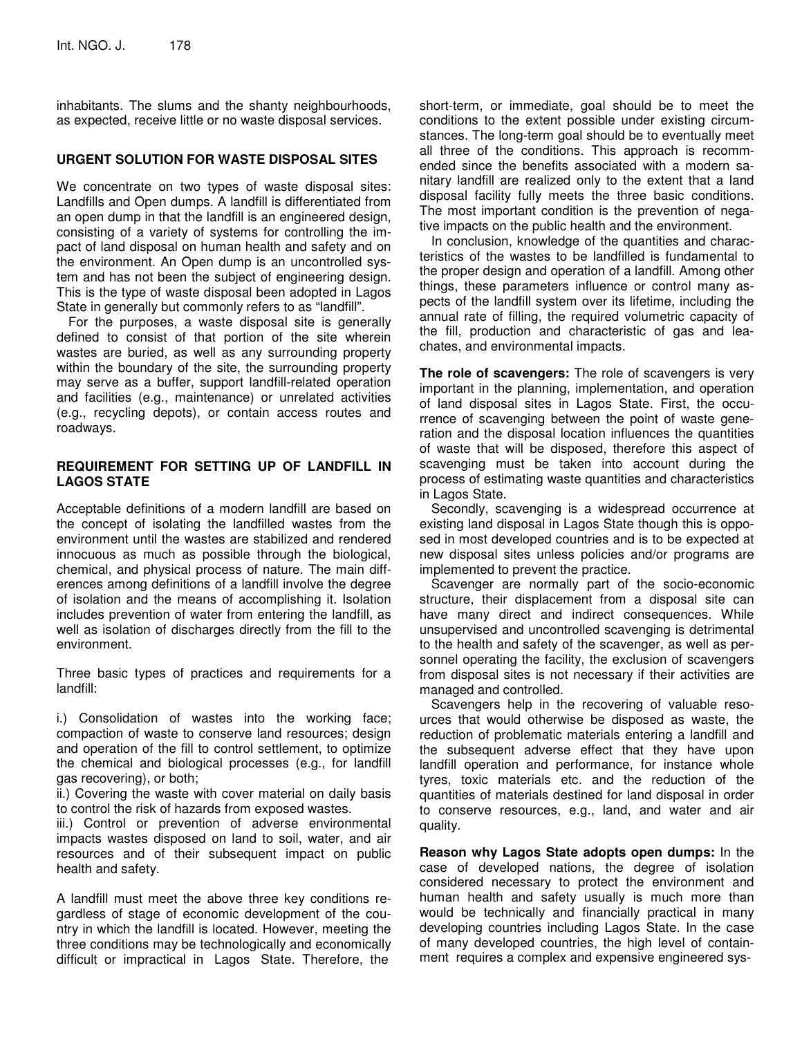inhabitants. The slums and the shanty neighbourhoods, as expected, receive little or no waste disposal services.

## URGENT SOLUTION FOR WASTE DISPOSAL SITES

We concentrate on two types of waste disposal sites: Landfills and Open dumps. A landfill is differentiated from an open dump in that the landfill is an engineered design, consisting of a variety of systems for controlling the impact of land disposal on human health and safety and on the environment. An Open dump is an uncontrolled system and has not been the subject of engineering design. This is the type of waste disposal been adopted in Lagos State in generally but commonly refers to as "landfill".

For the purposes, a waste disposal site is generally defined to consist of that portion of the site wherein wastes are buried, as well as any surrounding property within the boundary of the site, the surrounding property may serve as a buffer, support landfill-related operation and facilities (e.g., maintenance) or unrelated activities (e.g., recycling depots), or contain access routes and roadways.

## REQUIREMENT FOR SETTING UP OF LANDFILL IN LAGOS STATE

Acceptable definitions of a modern landfill are based on the concept of isolating the landfilled wastes from the environment until the wastes are stabilized and rendered innocuous as much as possible through the biological, chemical, and physical process of nature. The main differences among definitions of a landfill involve the degree of isolation and the means of accomplishing it. Isolation includes prevention of water from entering the landfill, as well as isolation of discharges directly from the fill to the environment.

Three basic types of practices and requirements for a landfill:

i.) Consolidation of wastes into the working face; compaction of waste to conserve land resources; design and operation of the fill to control settlement, to optimize the chemical and biological processes (e.g., for landfill gas recovering), or both;

ii.) Covering the waste with cover material on daily basis to control the risk of hazards from exposed wastes.

iii.) Control or prevention of adverse environmental impacts wastes disposed on land to soil, water, and air resources and of their subsequent impact on public health and safety.

A landfill must meet the above three key conditions regardless of stage of economic development of the country in which the landfill is located. However, meeting the three conditions may be technologically and economically difficult or impractical in Lagos State. Therefore, the short-term, or immediate, goal should be to meet the conditions to the extent possible under existing circumstances. The long-term goal should be to eventually meet all three of the conditions. This approach is recommended since the benefits associated with a modern sanitary landfill are realized only to the extent that a land disposal facility fully meets the three basic conditions. The most important condition is the prevention of negative impacts on the public health and the environment.

In conclusion, knowledge of the quantities and characteristics of the wastes to be landfilled is fundamental to the proper design and operation of a landfill. Among other things, these parameters influence or control many aspects of the landfill system over its lifetime, including the annual rate of filling, the required volumetric capacity of the fill, production and characteristic of gas and leachates, and environmental impacts.

**The role of scavengers:** The role of scavengers is very important in the planning, implementation, and operation of land disposal sites in Lagos State. First, the occurrence of scavenging between the point of waste generation and the disposal location influences the quantities of waste that will be disposed, therefore this aspect of scavenging must be taken into account during the process of estimating waste quantities and characteristics in Lagos State.

Secondly, scavenging is a widespread occurrence at existing land disposal in Lagos State though this is opposed in most developed countries and is to be expected at new disposal sites unless policies and/or programs are implemented to prevent the practice.

Scavenger are normally part of the socio-economic structure, their displacement from a disposal site can have many direct and indirect consequences. While unsupervised and uncontrolled scavenging is detrimental to the health and safety of the scavenger, as well as personnel operating the facility, the exclusion of scavengers from disposal sites is not necessary if their activities are managed and controlled.

Scavengers help in the recovering of valuable resources that would otherwise be disposed as waste, the reduction of problematic materials entering a landfill and the subsequent adverse effect that they have upon landfill operation and performance, for instance whole tyres, toxic materials etc. and the reduction of the quantities of materials destined for land disposal in order to conserve resources, e.g., land, and water and air quality.

**Reason why Lagos State adopts open dumps:** In the case of developed nations, the degree of isolation considered necessary to protect the environment and human health and safety usually is much more than would be technically and financially practical in many developing countries including Lagos State. In the case of many developed countries, the high level of containment requires a complex and expensive engineered sys-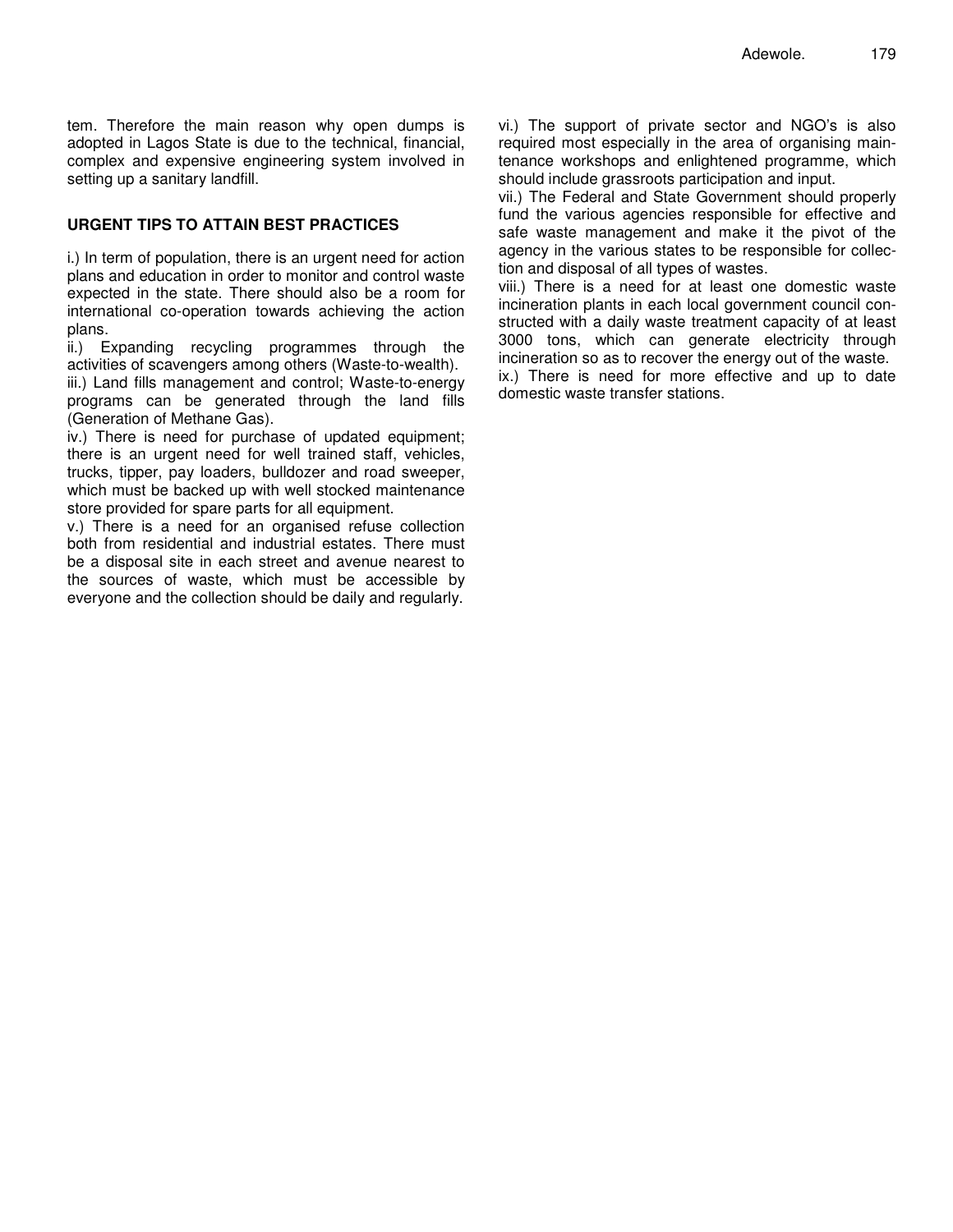tem. Therefore the main reason why open dumps is adopted in Lagos State is due to the technical, financial, complex and expensive engineering system involved in setting up a sanitary landfill.

## URGENT TIPS TO ATTAIN BEST PRACTICES

i.) In term of population, there is an urgent need for action plans and education in order to monitor and control waste expected in the state. There should also be a room for international co-operation towards achieving the action plans.

ii.) Expanding recycling programmes through the activities of scavengers among others (Waste-to-wealth).

iii.) Land fills management and control; Waste-to-energy programs can be generated through the land fills (Generation of Methane Gas).

iv.) There is need for purchase of updated equipment; there is an urgent need for well trained staff, vehicles, trucks, tipper, pay loaders, bulldozer and road sweeper, which must be backed up with well stocked maintenance store provided for spare parts for all equipment.

v.) There is a need for an organised refuse collection both from residential and industrial estates. There must be a disposal site in each street and avenue nearest to the sources of waste, which must be accessible by everyone and the collection should be daily and regularly.

vi.) The support of private sector and NGO's is also required most especially in the area of organising maintenance workshops and enlightened programme, which should include grassroots participation and input.

vii.) The Federal and State Government should properly fund the various agencies responsible for effective and safe waste management and make it the pivot of the agency in the various states to be responsible for collection and disposal of all types of wastes.

viii.) There is a need for at least one domestic waste incineration plants in each local government council constructed with a daily waste treatment capacity of at least 3000 tons, which can generate electricity through incineration so as to recover the energy out of the waste.

ix.) There is need for more effective and up to date domestic waste transfer stations.